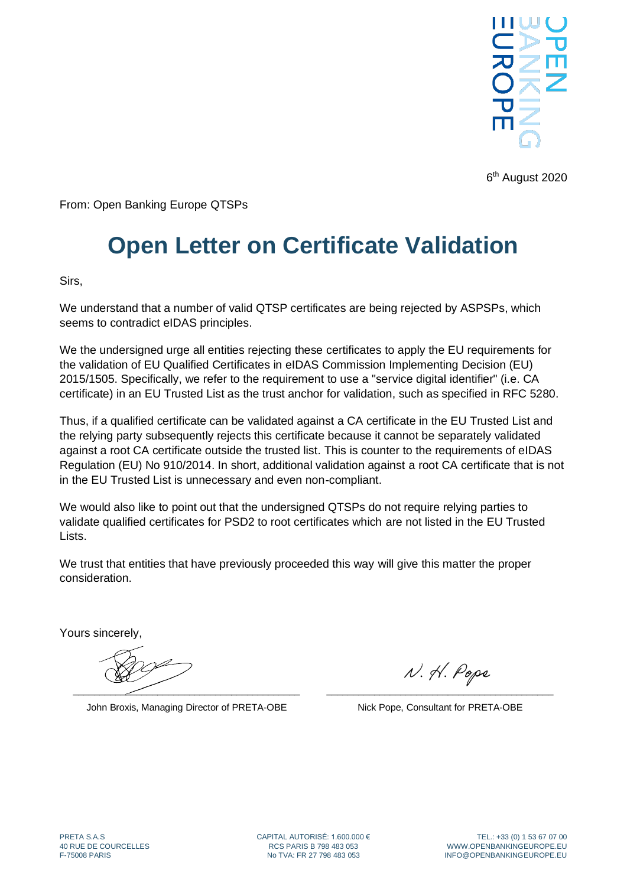6th August 2020

From: Open Banking Europe QTSPs

# Open Letter on Certificate Validation

Sirs,

We understand that a number of valid QTSP certificates are being rejected by ASPSPs, which seems to contradict eIDAS principles.

We the undersigned urge all entities rejecting these certificates to apply the EU requirements for the validation of EU Qualified Certificates in eIDAS Commission Implementing Decision (EU) 2015/1505. Specifically, we refer to the requirement to use a "service digital identifier" (i.e. CA certificate) in an EU Trusted List as the trust anchor for validation, such as specified in RFC 5280.

Thus, if a qualified certificate can be validated against a CA certificate in the EU Trusted List and the relying party subsequently rejects this certificate because it cannot be separately validated against a root CA certificate outside the trusted list. This is counter to the requirements of eIDAS Regulation (EU) No 910/2014. In short, additional validation against a root CA certificate that is not in the EU Trusted List is unnecessary and even non-compliant.

We would also like to point out that the undersigned QTSPs do not require relying parties to validate qualified certificates for PSD2 to root certificates which are not listed in the EU Trusted Lists.

We trust that entities that have previously proceeded this way will give this matter the proper consideration.

Yours sincerely,

John Broxis, Managing Director of PRETA-OBE

N. H. Pope

Nick Pope, Consultant for PRETA-OBE

PRETA S.A.S
40 RUE DE COURCELLES
F-75008 PARIS

CAPITAL AUTORISÉ: 1.600.000 €
RCS PARIS B 798 483 053
No TVA: FR 27 798 483 053

TEL.: +33 (0) 1 53 67 07 00
WWW.OPENBANKINGEUROPE.EU
INFO@OPENBANKINGEUROPE.EU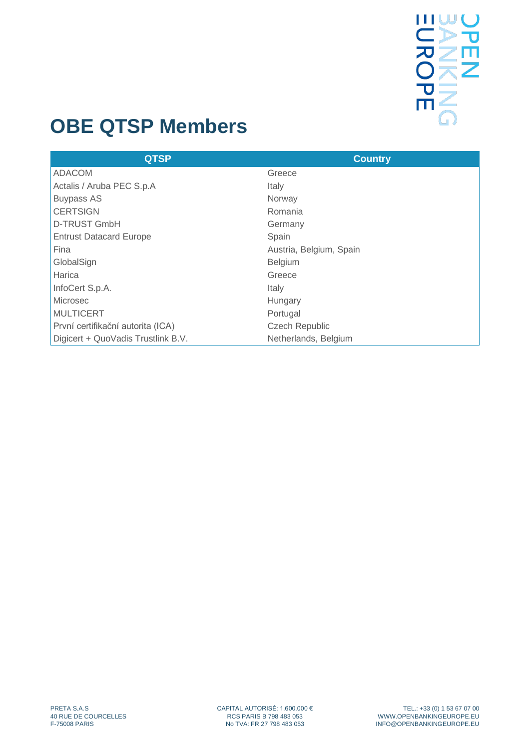# OBE QTSP Members

| QTSP | Country |
|---|---|
| ADACOM | Greece |
| Actalis / Aruba PEC S.p.A | Italy |
| Buypass AS | Norway |
| CERTSIGN | Romania |
| D-TRUST GmbH | Germany |
| Entrust Datacard Europe | Spain |
| Fina | Austria, Belgium, Spain |
| GlobalSign | Belgium |
| Harica | Greece |
| InfoCert S.p.A. | Italy |
| Microsec | Hungary |
| MULTICERT | Portugal |
| První certifikační autorita (ICA) | Czech Republic |
| Digicert + QuoVadis Trustlink B.V. | Netherlands, Belgium |